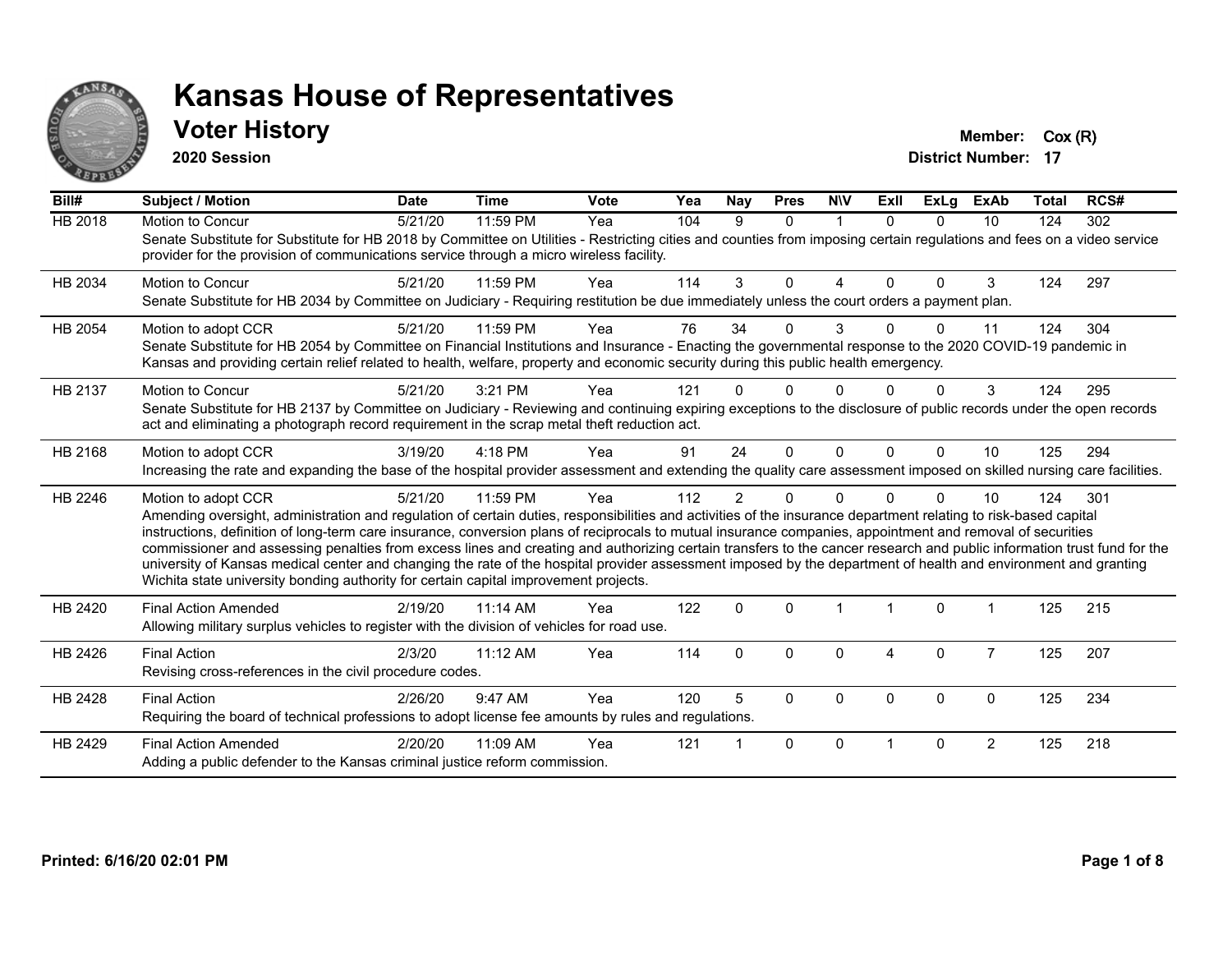# Kansas House of Representatives

## Voter History

**2020 Session**

**Member:** Cox (R)
**District Number:** 17

| Bill# | Subject / Motion | Date | Time | Vote | Yea | Nay | Pres | N\V | ExII | ExLg | ExAb | Total | RCS# |
|---|---|---|---|---|---|---|---|---|---|---|---|---|---|
| HB 2018 | Motion to Concur | 5/21/20 | 11:59 PM | Yea | 104 | 9 | 0 | 1 | 0 | 0 | 10 | 124 | 302 |
| | Senate Substitute for Substitute for HB 2018 by Committee on Utilities - Restricting cities and counties from imposing certain regulations and fees on a video service provider for the provision of communications service through a micro wireless facility. | | | | | | | | | | | | |
| HB 2034 | Motion to Concur | 5/21/20 | 11:59 PM | Yea | 114 | 3 | 0 | 4 | 0 | 0 | 3 | 124 | 297 |
| | Senate Substitute for HB 2034 by Committee on Judiciary - Requiring restitution be due immediately unless the court orders a payment plan. | | | | | | | | | | | | |
| HB 2054 | Motion to adopt CCR | 5/21/20 | 11:59 PM | Yea | 76 | 34 | 0 | 3 | 0 | 0 | 11 | 124 | 304 |
| | Senate Substitute for HB 2054 by Committee on Financial Institutions and Insurance - Enacting the governmental response to the 2020 COVID-19 pandemic in Kansas and providing certain relief related to health, welfare, property and economic security during this public health emergency. | | | | | | | | | | | | |
| HB 2137 | Motion to Concur | 5/21/20 | 3:21 PM | Yea | 121 | 0 | 0 | 0 | 0 | 0 | 3 | 124 | 295 |
| | Senate Substitute for HB 2137 by Committee on Judiciary - Reviewing and continuing expiring exceptions to the disclosure of public records under the open records act and eliminating a photograph record requirement in the scrap metal theft reduction act. | | | | | | | | | | | | |
| HB 2168 | Motion to adopt CCR | 3/19/20 | 4:18 PM | Yea | 91 | 24 | 0 | 0 | 0 | 0 | 10 | 125 | 294 |
| | Increasing the rate and expanding the base of the hospital provider assessment and extending the quality care assessment imposed on skilled nursing care facilities. | | | | | | | | | | | | |
| HB 2246 | Motion to adopt CCR | 5/21/20 | 11:59 PM | Yea | 112 | 2 | 0 | 0 | 0 | 0 | 10 | 124 | 301 |
| | Amending oversight, administration and regulation of certain duties, responsibilities and activities of the insurance department relating to risk-based capital instructions, definition of long-term care insurance, conversion plans of reciprocals to mutual insurance companies, appointment and removal of securities commissioner and assessing penalties from excess lines and creating and authorizing certain transfers to the cancer research and public information trust fund for the university of Kansas medical center and changing the rate of the hospital provider assessment imposed by the department of health and environment and granting Wichita state university bonding authority for certain capital improvement projects. | | | | | | | | | | | | |
| HB 2420 | Final Action Amended | 2/19/20 | 11:14 AM | Yea | 122 | 0 | 0 | 1 | 1 | 0 | 1 | 125 | 215 |
| | Allowing military surplus vehicles to register with the division of vehicles for road use. | | | | | | | | | | | | |
| HB 2426 | Final Action | 2/3/20 | 11:12 AM | Yea | 114 | 0 | 0 | 0 | 4 | 0 | 7 | 125 | 207 |
| | Revising cross-references in the civil procedure codes. | | | | | | | | | | | | |
| HB 2428 | Final Action | 2/26/20 | 9:47 AM | Yea | 120 | 5 | 0 | 0 | 0 | 0 | 0 | 125 | 234 |
| | Requiring the board of technical professions to adopt license fee amounts by rules and regulations. | | | | | | | | | | | | |
| HB 2429 | Final Action Amended | 2/20/20 | 11:09 AM | Yea | 121 | 1 | 0 | 0 | 1 | 0 | 2 | 125 | 218 |
| | Adding a public defender to the Kansas criminal justice reform commission. | | | | | | | | | | | | |

Printed: 6/16/20 02:01 PM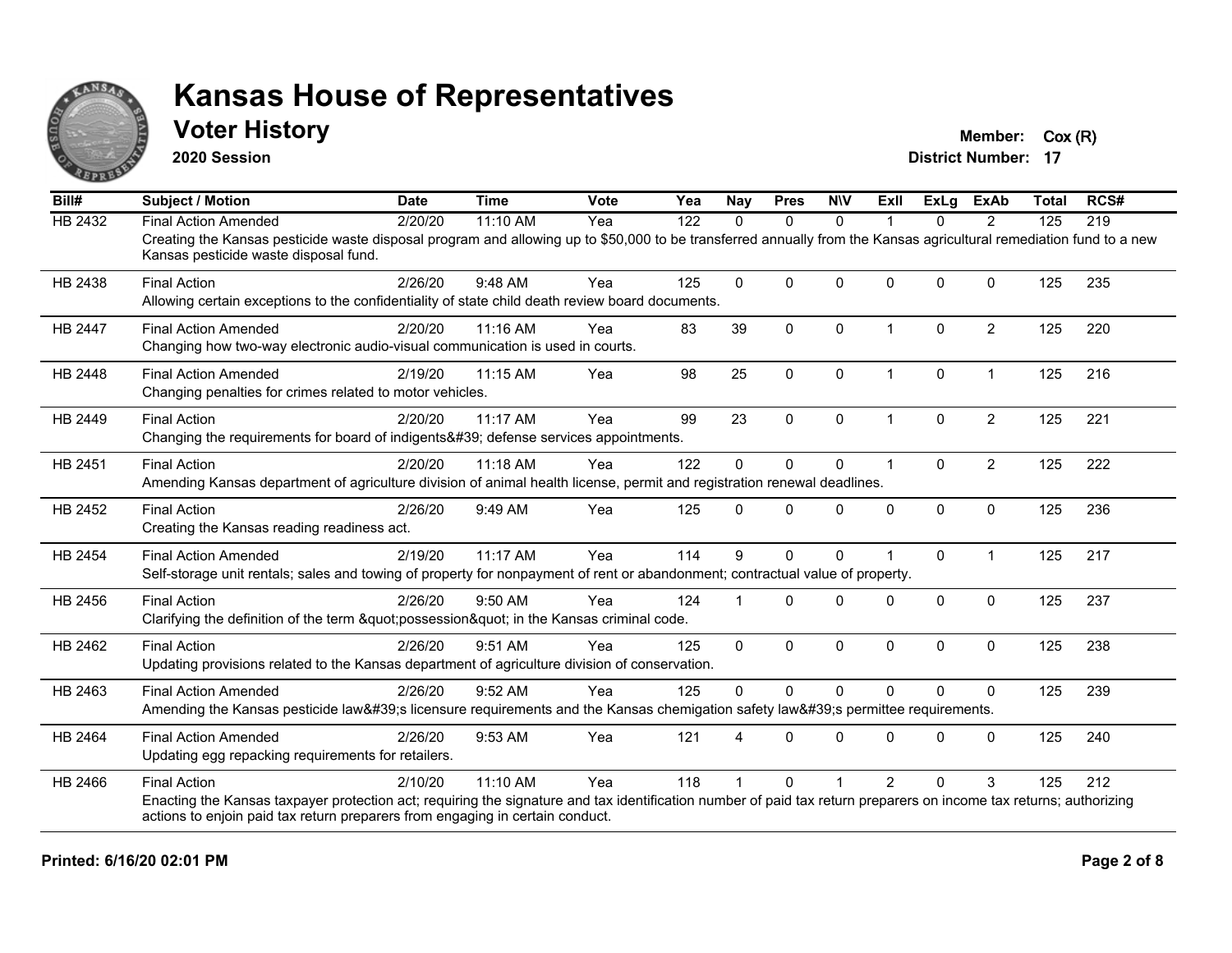# Kansas House of Representatives

## Voter History

**2020 Session**

**Member:** Cox (R)
**District Number:** 17

| Bill# | Subject / Motion | Date | Time | Vote | Yea | Nay | Pres | N\V | ExII | ExLg | ExAb | Total | RCS# |
|---|---|---|---|---|---|---|---|---|---|---|---|---|---|
| HB 2432 | Final Action Amended | 2/20/20 | 11:10 AM | Yea | 122 | 0 | 0 | 0 | 1 | 0 | 2 | 125 | 219 |
| | Creating the Kansas pesticide waste disposal program and allowing up to $50,000 to be transferred annually from the Kansas agricultural remediation fund to a new Kansas pesticide waste disposal fund. | | | | | | | | | | | | |
| HB 2438 | Final Action | 2/26/20 | 9:48 AM | Yea | 125 | 0 | 0 | 0 | 0 | 0 | 0 | 125 | 235 |
| | Allowing certain exceptions to the confidentiality of state child death review board documents. | | | | | | | | | | | | |
| HB 2447 | Final Action Amended | 2/20/20 | 11:16 AM | Yea | 83 | 39 | 0 | 0 | 1 | 0 | 2 | 125 | 220 |
| | Changing how two-way electronic audio-visual communication is used in courts. | | | | | | | | | | | | |
| HB 2448 | Final Action Amended | 2/19/20 | 11:15 AM | Yea | 98 | 25 | 0 | 0 | 1 | 0 | 1 | 125 | 216 |
| | Changing penalties for crimes related to motor vehicles. | | | | | | | | | | | | |
| HB 2449 | Final Action | 2/20/20 | 11:17 AM | Yea | 99 | 23 | 0 | 0 | 1 | 0 | 2 | 125 | 221 |
| | Changing the requirements for board of indigents&#39; defense services appointments. | | | | | | | | | | | | |
| HB 2451 | Final Action | 2/20/20 | 11:18 AM | Yea | 122 | 0 | 0 | 0 | 1 | 0 | 2 | 125 | 222 |
| | Amending Kansas department of agriculture division of animal health license, permit and registration renewal deadlines. | | | | | | | | | | | | |
| HB 2452 | Final Action | 2/26/20 | 9:49 AM | Yea | 125 | 0 | 0 | 0 | 0 | 0 | 0 | 125 | 236 |
| | Creating the Kansas reading readiness act. | | | | | | | | | | | | |
| HB 2454 | Final Action Amended | 2/19/20 | 11:17 AM | Yea | 114 | 9 | 0 | 0 | 1 | 0 | 1 | 125 | 217 |
| | Self-storage unit rentals; sales and towing of property for nonpayment of rent or abandonment; contractual value of property. | | | | | | | | | | | | |
| HB 2456 | Final Action | 2/26/20 | 9:50 AM | Yea | 124 | 1 | 0 | 0 | 0 | 0 | 0 | 125 | 237 |
| | Clarifying the definition of the term &quot;possession&quot; in the Kansas criminal code. | | | | | | | | | | | | |
| HB 2462 | Final Action | 2/26/20 | 9:51 AM | Yea | 125 | 0 | 0 | 0 | 0 | 0 | 0 | 125 | 238 |
| | Updating provisions related to the Kansas department of agriculture division of conservation. | | | | | | | | | | | | |
| HB 2463 | Final Action Amended | 2/26/20 | 9:52 AM | Yea | 125 | 0 | 0 | 0 | 0 | 0 | 0 | 125 | 239 |
| | Amending the Kansas pesticide law&#39;s licensure requirements and the Kansas chemigation safety law&#39;s permittee requirements. | | | | | | | | | | | | |
| HB 2464 | Final Action Amended | 2/26/20 | 9:53 AM | Yea | 121 | 4 | 0 | 0 | 0 | 0 | 0 | 125 | 240 |
| | Updating egg repacking requirements for retailers. | | | | | | | | | | | | |
| HB 2466 | Final Action | 2/10/20 | 11:10 AM | Yea | 118 | 1 | 0 | 1 | 2 | 0 | 3 | 125 | 212 |
| | Enacting the Kansas taxpayer protection act; requiring the signature and tax identification number of paid tax return preparers on income tax returns; authorizing actions to enjoin paid tax return preparers from engaging in certain conduct. | | | | | | | | | | | | |

**Printed: 6/16/20 02:01 PM**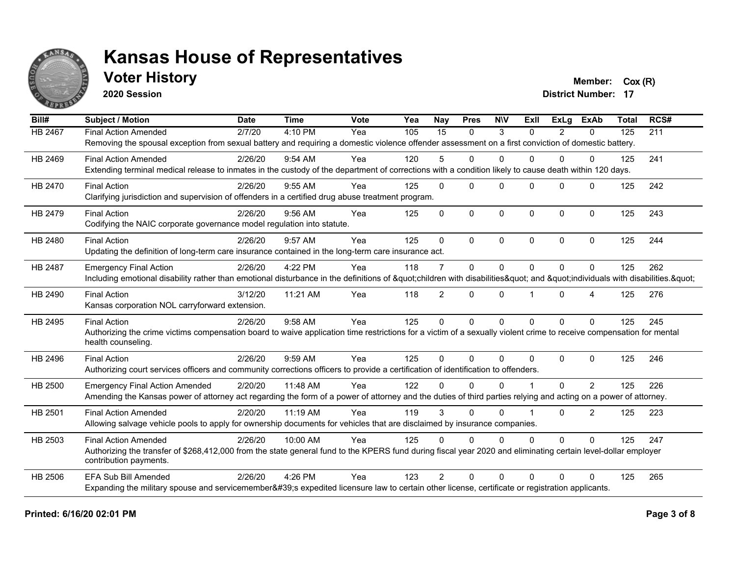# Kansas House of Representatives

## Voter History

**2020 Session**

**Member:** Cox (R)
**District Number:** 17

| Bill# | Subject / Motion | Date | Time | Vote | Yea | Nay | Pres | N\V | ExII | ExLg | ExAb | Total | RCS# |
|---|---|---|---|---|---|---|---|---|---|---|---|---|---|
| HB 2467 | Final Action Amended | 2/7/20 | 4:10 PM | Yea | 105 | 15 | 0 | 3 | 0 | 2 | 0 | 125 | 211 |
| | Removing the spousal exception from sexual battery and requiring a domestic violence offender assessment on a first conviction of domestic battery. | | | | | | | | | | | | |
| HB 2469 | Final Action Amended | 2/26/20 | 9:54 AM | Yea | 120 | 5 | 0 | 0 | 0 | 0 | 0 | 125 | 241 |
| | Extending terminal medical release to inmates in the custody of the department of corrections with a condition likely to cause death within 120 days. | | | | | | | | | | | | |
| HB 2470 | Final Action | 2/26/20 | 9:55 AM | Yea | 125 | 0 | 0 | 0 | 0 | 0 | 0 | 125 | 242 |
| | Clarifying jurisdiction and supervision of offenders in a certified drug abuse treatment program. | | | | | | | | | | | | |
| HB 2479 | Final Action | 2/26/20 | 9:56 AM | Yea | 125 | 0 | 0 | 0 | 0 | 0 | 0 | 125 | 243 |
| | Codifying the NAIC corporate governance model regulation into statute. | | | | | | | | | | | | |
| HB 2480 | Final Action | 2/26/20 | 9:57 AM | Yea | 125 | 0 | 0 | 0 | 0 | 0 | 0 | 125 | 244 |
| | Updating the definition of long-term care insurance contained in the long-term care insurance act. | | | | | | | | | | | | |
| HB 2487 | Emergency Final Action | 2/26/20 | 4:22 PM | Yea | 118 | 7 | 0 | 0 | 0 | 0 | 0 | 125 | 262 |
| | Including emotional disability rather than emotional disturbance in the definitions of &quot;children with disabilities&quot; and &quot;individuals with disabilities.&quot; | | | | | | | | | | | | |
| HB 2490 | Final Action | 3/12/20 | 11:21 AM | Yea | 118 | 2 | 0 | 0 | 1 | 0 | 4 | 125 | 276 |
| | Kansas corporation NOL carryforward extension. | | | | | | | | | | | | |
| HB 2495 | Final Action | 2/26/20 | 9:58 AM | Yea | 125 | 0 | 0 | 0 | 0 | 0 | 0 | 125 | 245 |
| | Authorizing the crime victims compensation board to waive application time restrictions for a victim of a sexually violent crime to receive compensation for mental health counseling. | | | | | | | | | | | | |
| HB 2496 | Final Action | 2/26/20 | 9:59 AM | Yea | 125 | 0 | 0 | 0 | 0 | 0 | 0 | 125 | 246 |
| | Authorizing court services officers and community corrections officers to provide a certification of identification to offenders. | | | | | | | | | | | | |
| HB 2500 | Emergency Final Action Amended | 2/20/20 | 11:48 AM | Yea | 122 | 0 | 0 | 0 | 1 | 0 | 2 | 125 | 226 |
| | Amending the Kansas power of attorney act regarding the form of a power of attorney and the duties of third parties relying and acting on a power of attorney. | | | | | | | | | | | | |
| HB 2501 | Final Action Amended | 2/20/20 | 11:19 AM | Yea | 119 | 3 | 0 | 0 | 1 | 0 | 2 | 125 | 223 |
| | Allowing salvage vehicle pools to apply for ownership documents for vehicles that are disclaimed by insurance companies. | | | | | | | | | | | | |
| HB 2503 | Final Action Amended | 2/26/20 | 10:00 AM | Yea | 125 | 0 | 0 | 0 | 0 | 0 | 0 | 125 | 247 |
| | Authorizing the transfer of $268,412,000 from the state general fund to the KPERS fund during fiscal year 2020 and eliminating certain level-dollar employer contribution payments. | | | | | | | | | | | | |
| HB 2506 | EFA Sub Bill Amended | 2/26/20 | 4:26 PM | Yea | 123 | 2 | 0 | 0 | 0 | 0 | 0 | 125 | 265 |
| | Expanding the military spouse and servicemember&#39;s expedited licensure law to certain other license, certificate or registration applicants. | | | | | | | | | | | | |

**Printed: 6/16/20 02:01 PM**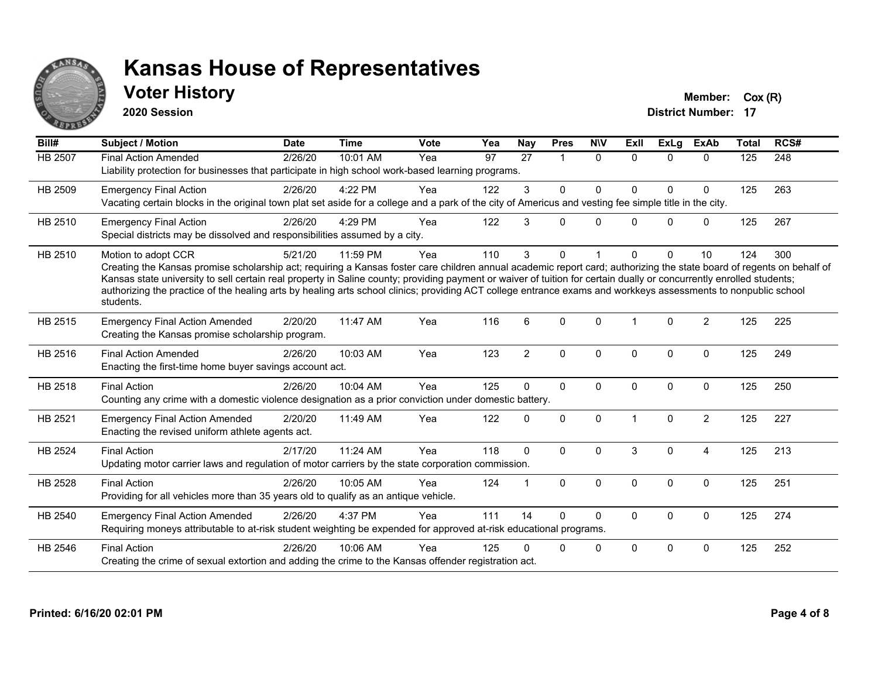# Kansas House of Representatives

## Voter History

**2020 Session**

**Member:** Cox (R)
**District Number:** 17

| Bill# | Subject / Motion | Date | Time | Vote | Yea | Nay | Pres | N\V | ExII | ExLg | ExAb | Total | RCS# |
|---|---|---|---|---|---|---|---|---|---|---|---|---|---|
| HB 2507 | Final Action Amended | 2/26/20 | 10:01 AM | Yea | 97 | 27 | 1 | 0 | 0 | 0 | 0 | 125 | 248 |
| | Liability protection for businesses that participate in high school work-based learning programs. | | | | | | | | | | | | |
| HB 2509 | Emergency Final Action | 2/26/20 | 4:22 PM | Yea | 122 | 3 | 0 | 0 | 0 | 0 | 0 | 125 | 263 |
| | Vacating certain blocks in the original town plat set aside for a college and a park of the city of Americus and vesting fee simple title in the city. | | | | | | | | | | | | |
| HB 2510 | Emergency Final Action | 2/26/20 | 4:29 PM | Yea | 122 | 3 | 0 | 0 | 0 | 0 | 0 | 125 | 267 |
| | Special districts may be dissolved and responsibilities assumed by a city. | | | | | | | | | | | | |
| HB 2510 | Motion to adopt CCR | 5/21/20 | 11:59 PM | Yea | 110 | 3 | 0 | 1 | 0 | 0 | 10 | 124 | 300 |
| | Creating the Kansas promise scholarship act; requiring a Kansas foster care children annual academic report card; authorizing the state board of regents on behalf of Kansas state university to sell certain real property in Saline county; providing payment or waiver of tuition for certain dually or concurrently enrolled students; authorizing the practice of the healing arts by healing arts school clinics; providing ACT college entrance exams and workkeys assessments to nonpublic school students. | | | | | | | | | | | | |
| HB 2515 | Emergency Final Action Amended | 2/20/20 | 11:47 AM | Yea | 116 | 6 | 0 | 0 | 1 | 0 | 2 | 125 | 225 |
| | Creating the Kansas promise scholarship program. | | | | | | | | | | | | |
| HB 2516 | Final Action Amended | 2/26/20 | 10:03 AM | Yea | 123 | 2 | 0 | 0 | 0 | 0 | 0 | 125 | 249 |
| | Enacting the first-time home buyer savings account act. | | | | | | | | | | | | |
| HB 2518 | Final Action | 2/26/20 | 10:04 AM | Yea | 125 | 0 | 0 | 0 | 0 | 0 | 0 | 125 | 250 |
| | Counting any crime with a domestic violence designation as a prior conviction under domestic battery. | | | | | | | | | | | | |
| HB 2521 | Emergency Final Action Amended | 2/20/20 | 11:49 AM | Yea | 122 | 0 | 0 | 0 | 1 | 0 | 2 | 125 | 227 |
| | Enacting the revised uniform athlete agents act. | | | | | | | | | | | | |
| HB 2524 | Final Action | 2/17/20 | 11:24 AM | Yea | 118 | 0 | 0 | 0 | 3 | 0 | 4 | 125 | 213 |
| | Updating motor carrier laws and regulation of motor carriers by the state corporation commission. | | | | | | | | | | | | |
| HB 2528 | Final Action | 2/26/20 | 10:05 AM | Yea | 124 | 1 | 0 | 0 | 0 | 0 | 0 | 125 | 251 |
| | Providing for all vehicles more than 35 years old to qualify as an antique vehicle. | | | | | | | | | | | | |
| HB 2540 | Emergency Final Action Amended | 2/26/20 | 4:37 PM | Yea | 111 | 14 | 0 | 0 | 0 | 0 | 0 | 125 | 274 |
| | Requiring moneys attributable to at-risk student weighting be expended for approved at-risk educational programs. | | | | | | | | | | | | |
| HB 2546 | Final Action | 2/26/20 | 10:06 AM | Yea | 125 | 0 | 0 | 0 | 0 | 0 | 0 | 125 | 252 |
| | Creating the crime of sexual extortion and adding the crime to the Kansas offender registration act. | | | | | | | | | | | | |

**Printed: 6/16/20 02:01 PM**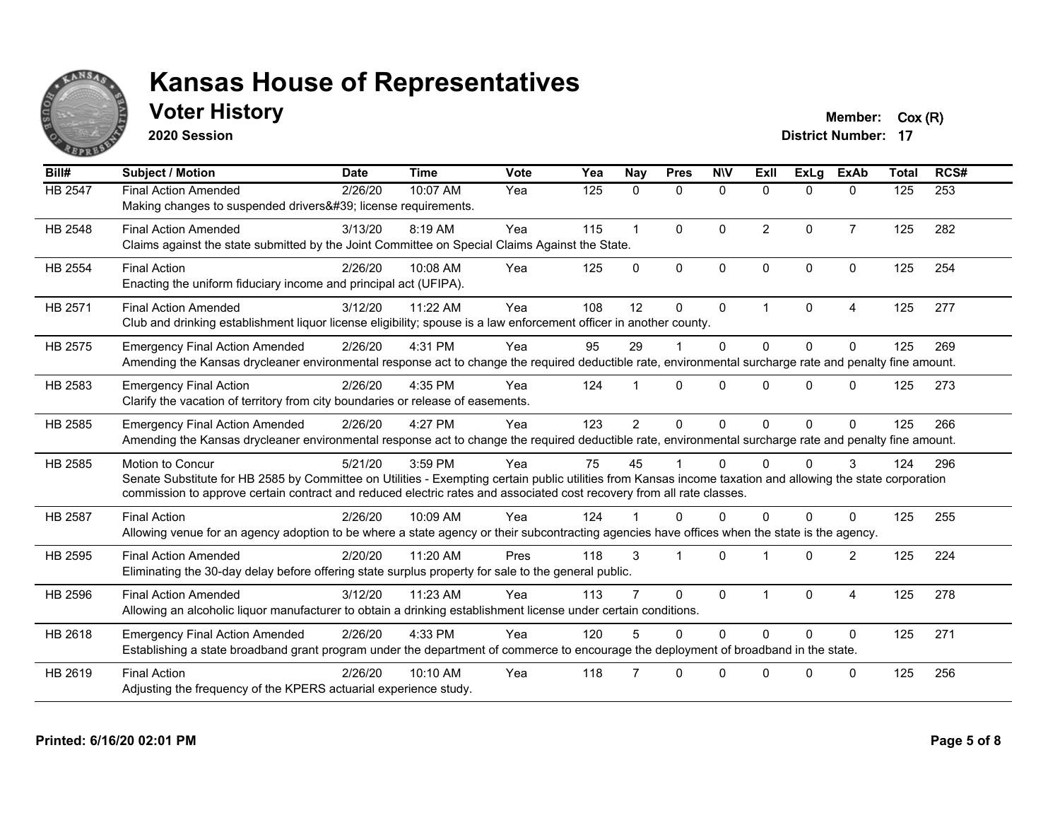# Kansas House of Representatives

## Voter History

**2020 Session**

**Member:** Cox (R)
**District Number:** 17

| Bill# | Subject / Motion | Date | Time | Vote | Yea | Nay | Pres | N\V | ExII | ExLg | ExAb | Total | RCS# |
|---|---|---|---|---|---|---|---|---|---|---|---|---|---|
| HB 2547 | Final Action Amended | 2/26/20 | 10:07 AM | Yea | 125 | 0 | 0 | 0 | 0 | 0 | 0 | 125 | 253 |
| | Making changes to suspended drivers&#39; license requirements. | | | | | | | | | | | | |
| HB 2548 | Final Action Amended | 3/13/20 | 8:19 AM | Yea | 115 | 1 | 0 | 0 | 2 | 0 | 7 | 125 | 282 |
| | Claims against the state submitted by the Joint Committee on Special Claims Against the State. | | | | | | | | | | | | |
| HB 2554 | Final Action | 2/26/20 | 10:08 AM | Yea | 125 | 0 | 0 | 0 | 0 | 0 | 0 | 125 | 254 |
| | Enacting the uniform fiduciary income and principal act (UFIPA). | | | | | | | | | | | | |
| HB 2571 | Final Action Amended | 3/12/20 | 11:22 AM | Yea | 108 | 12 | 0 | 0 | 1 | 0 | 4 | 125 | 277 |
| | Club and drinking establishment liquor license eligibility; spouse is a law enforcement officer in another county. | | | | | | | | | | | | |
| HB 2575 | Emergency Final Action Amended | 2/26/20 | 4:31 PM | Yea | 95 | 29 | 1 | 0 | 0 | 0 | 0 | 125 | 269 |
| | Amending the Kansas drycleaner environmental response act to change the required deductible rate, environmental surcharge rate and penalty fine amount. | | | | | | | | | | | | |
| HB 2583 | Emergency Final Action | 2/26/20 | 4:35 PM | Yea | 124 | 1 | 0 | 0 | 0 | 0 | 0 | 125 | 273 |
| | Clarify the vacation of territory from city boundaries or release of easements. | | | | | | | | | | | | |
| HB 2585 | Emergency Final Action Amended | 2/26/20 | 4:27 PM | Yea | 123 | 2 | 0 | 0 | 0 | 0 | 0 | 125 | 266 |
| | Amending the Kansas drycleaner environmental response act to change the required deductible rate, environmental surcharge rate and penalty fine amount. | | | | | | | | | | | | |
| HB 2585 | Motion to Concur | 5/21/20 | 3:59 PM | Yea | 75 | 45 | 1 | 0 | 0 | 0 | 3 | 124 | 296 |
| | Senate Substitute for HB 2585 by Committee on Utilities - Exempting certain public utilities from Kansas income taxation and allowing the state corporation commission to approve certain contract and reduced electric rates and associated cost recovery from all rate classes. | | | | | | | | | | | | |
| HB 2587 | Final Action | 2/26/20 | 10:09 AM | Yea | 124 | 1 | 0 | 0 | 0 | 0 | 0 | 125 | 255 |
| | Allowing venue for an agency adoption to be where a state agency or their subcontracting agencies have offices when the state is the agency. | | | | | | | | | | | | |
| HB 2595 | Final Action Amended | 2/20/20 | 11:20 AM | Pres | 118 | 3 | 1 | 0 | 1 | 0 | 2 | 125 | 224 |
| | Eliminating the 30-day delay before offering state surplus property for sale to the general public. | | | | | | | | | | | | |
| HB 2596 | Final Action Amended | 3/12/20 | 11:23 AM | Yea | 113 | 7 | 0 | 0 | 1 | 0 | 4 | 125 | 278 |
| | Allowing an alcoholic liquor manufacturer to obtain a drinking establishment license under certain conditions. | | | | | | | | | | | | |
| HB 2618 | Emergency Final Action Amended | 2/26/20 | 4:33 PM | Yea | 120 | 5 | 0 | 0 | 0 | 0 | 0 | 125 | 271 |
| | Establishing a state broadband grant program under the department of commerce to encourage the deployment of broadband in the state. | | | | | | | | | | | | |
| HB 2619 | Final Action | 2/26/20 | 10:10 AM | Yea | 118 | 7 | 0 | 0 | 0 | 0 | 0 | 125 | 256 |
| | Adjusting the frequency of the KPERS actuarial experience study. | | | | | | | | | | | | |

**Printed: 6/16/20 02:01 PM**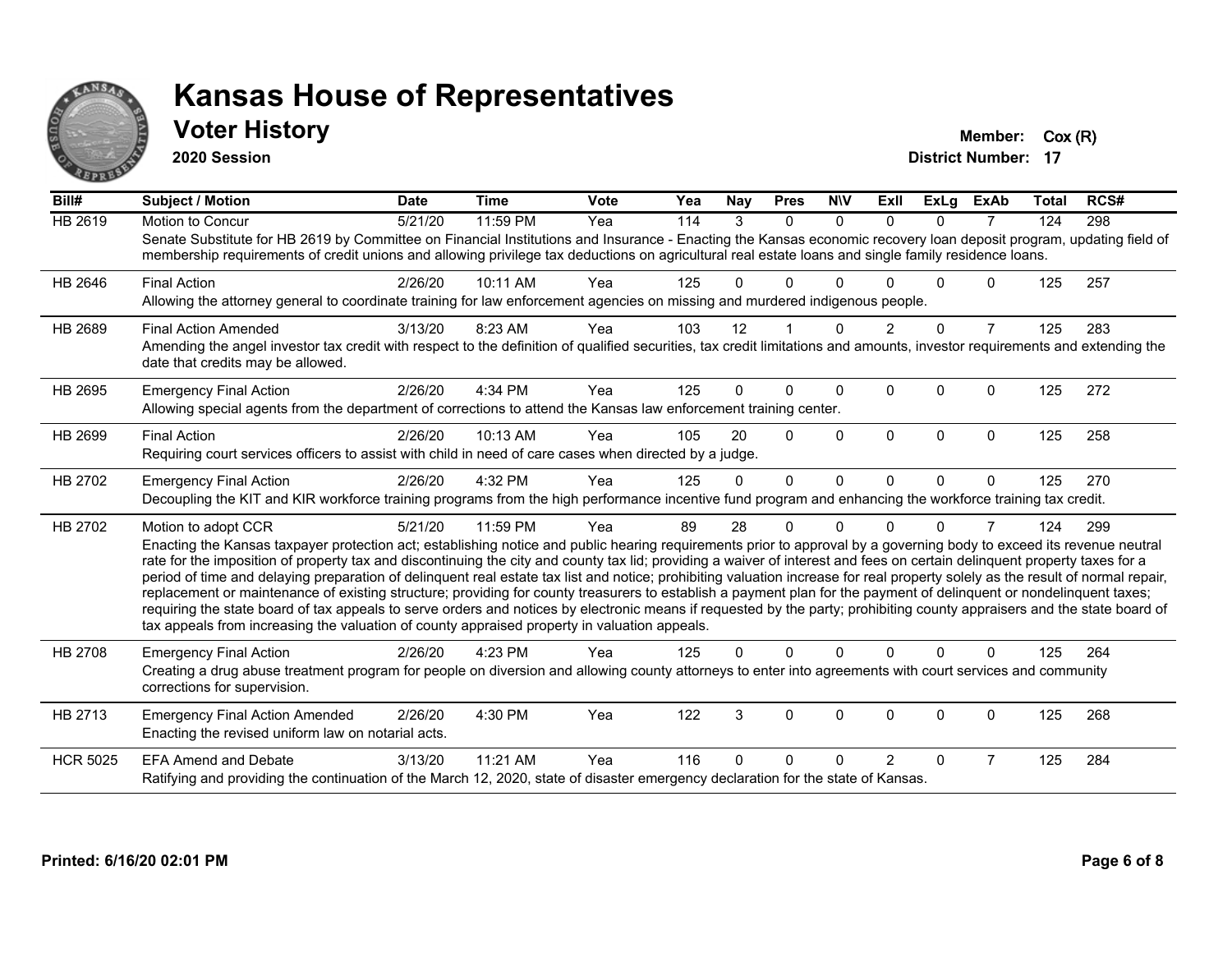# Kansas House of Representatives

## Voter History

**2020 Session**

**Member:** Cox (R)
**District Number:** 17

| Bill# | Subject / Motion | Date | Time | Vote | Yea | Nay | Pres | N\V | ExII | ExLg | ExAb | Total | RCS# |
|---|---|---|---|---|---|---|---|---|---|---|---|---|---|
| HB 2619 | Motion to Concur | 5/21/20 | 11:59 PM | Yea | 114 | 3 | 0 | 0 | 0 | 0 | 7 | 124 | 298 |
| | Senate Substitute for HB 2619 by Committee on Financial Institutions and Insurance - Enacting the Kansas economic recovery loan deposit program, updating field of membership requirements of credit unions and allowing privilege tax deductions on agricultural real estate loans and single family residence loans. | | | | | | | | | | | | |
| HB 2646 | Final Action | 2/26/20 | 10:11 AM | Yea | 125 | 0 | 0 | 0 | 0 | 0 | 0 | 125 | 257 |
| | Allowing the attorney general to coordinate training for law enforcement agencies on missing and murdered indigenous people. | | | | | | | | | | | | |
| HB 2689 | Final Action Amended | 3/13/20 | 8:23 AM | Yea | 103 | 12 | 1 | 0 | 2 | 0 | 7 | 125 | 283 |
| | Amending the angel investor tax credit with respect to the definition of qualified securities, tax credit limitations and amounts, investor requirements and extending the date that credits may be allowed. | | | | | | | | | | | | |
| HB 2695 | Emergency Final Action | 2/26/20 | 4:34 PM | Yea | 125 | 0 | 0 | 0 | 0 | 0 | 0 | 125 | 272 |
| | Allowing special agents from the department of corrections to attend the Kansas law enforcement training center. | | | | | | | | | | | | |
| HB 2699 | Final Action | 2/26/20 | 10:13 AM | Yea | 105 | 20 | 0 | 0 | 0 | 0 | 0 | 125 | 258 |
| | Requiring court services officers to assist with child in need of care cases when directed by a judge. | | | | | | | | | | | | |
| HB 2702 | Emergency Final Action | 2/26/20 | 4:32 PM | Yea | 125 | 0 | 0 | 0 | 0 | 0 | 0 | 125 | 270 |
| | Decoupling the KIT and KIR workforce training programs from the high performance incentive fund program and enhancing the workforce training tax credit. | | | | | | | | | | | | |
| HB 2702 | Motion to adopt CCR | 5/21/20 | 11:59 PM | Yea | 89 | 28 | 0 | 0 | 0 | 0 | 7 | 124 | 299 |
| | Enacting the Kansas taxpayer protection act; establishing notice and public hearing requirements prior to approval by a governing body to exceed its revenue neutral rate for the imposition of property tax and discontinuing the city and county tax lid; providing a waiver of interest and fees on certain delinquent property taxes for a period of time and delaying preparation of delinquent real estate tax list and notice; prohibiting valuation increase for real property solely as the result of normal repair, replacement or maintenance of existing structure; providing for county treasurers to establish a payment plan for the payment of delinquent or nondelinquent taxes; requiring the state board of tax appeals to serve orders and notices by electronic means if requested by the party; prohibiting county appraisers and the state board of tax appeals from increasing the valuation of county appraised property in valuation appeals. | | | | | | | | | | | | |
| HB 2708 | Emergency Final Action | 2/26/20 | 4:23 PM | Yea | 125 | 0 | 0 | 0 | 0 | 0 | 0 | 125 | 264 |
| | Creating a drug abuse treatment program for people on diversion and allowing county attorneys to enter into agreements with court services and community corrections for supervision. | | | | | | | | | | | | |
| HB 2713 | Emergency Final Action Amended | 2/26/20 | 4:30 PM | Yea | 122 | 3 | 0 | 0 | 0 | 0 | 0 | 125 | 268 |
| | Enacting the revised uniform law on notarial acts. | | | | | | | | | | | | |
| HCR 5025 | EFA Amend and Debate | 3/13/20 | 11:21 AM | Yea | 116 | 0 | 0 | 0 | 2 | 0 | 7 | 125 | 284 |
| | Ratifying and providing the continuation of the March 12, 2020, state of disaster emergency declaration for the state of Kansas. | | | | | | | | | | | | |

**Printed: 6/16/20 02:01 PM**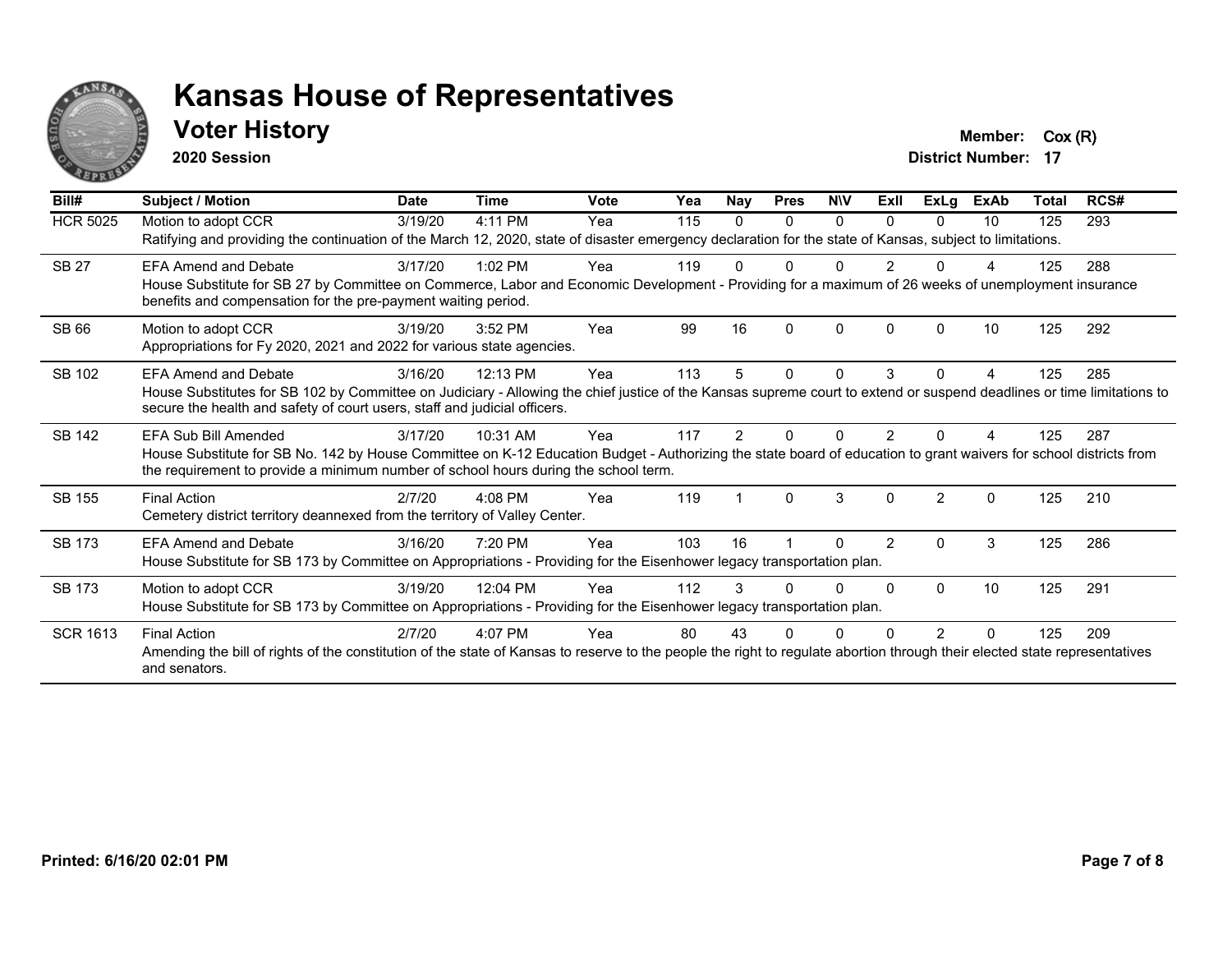# Kansas House of Representatives

## Voter History

**2020 Session**

**Member:** Cox (R)
**District Number:** 17

| Bill# | Subject / Motion | Date | Time | Vote | Yea | Nay | Pres | N\V | ExII | ExLg | ExAb | Total | RCS# |
|---|---|---|---|---|---|---|---|---|---|---|---|---|---|
| HCR 5025 | Motion to adopt CCR | 3/19/20 | 4:11 PM | Yea | 115 | 0 | 0 | 0 | 0 | 0 | 10 | 125 | 293 |
| | Ratifying and providing the continuation of the March 12, 2020, state of disaster emergency declaration for the state of Kansas, subject to limitations. | | | | | | | | | | | | |
| SB 27 | EFA Amend and Debate | 3/17/20 | 1:02 PM | Yea | 119 | 0 | 0 | 0 | 2 | 0 | 4 | 125 | 288 |
| | House Substitute for SB 27 by Committee on Commerce, Labor and Economic Development - Providing for a maximum of 26 weeks of unemployment insurance benefits and compensation for the pre-payment waiting period. | | | | | | | | | | | | |
| SB 66 | Motion to adopt CCR | 3/19/20 | 3:52 PM | Yea | 99 | 16 | 0 | 0 | 0 | 0 | 10 | 125 | 292 |
| | Appropriations for Fy 2020, 2021 and 2022 for various state agencies. | | | | | | | | | | | | |
| SB 102 | EFA Amend and Debate | 3/16/20 | 12:13 PM | Yea | 113 | 5 | 0 | 0 | 3 | 0 | 4 | 125 | 285 |
| | House Substitutes for SB 102 by Committee on Judiciary - Allowing the chief justice of the Kansas supreme court to extend or suspend deadlines or time limitations to secure the health and safety of court users, staff and judicial officers. | | | | | | | | | | | | |
| SB 142 | EFA Sub Bill Amended | 3/17/20 | 10:31 AM | Yea | 117 | 2 | 0 | 0 | 2 | 0 | 4 | 125 | 287 |
| | House Substitute for SB No. 142 by House Committee on K-12 Education Budget - Authorizing the state board of education to grant waivers for school districts from the requirement to provide a minimum number of school hours during the school term. | | | | | | | | | | | | |
| SB 155 | Final Action | 2/7/20 | 4:08 PM | Yea | 119 | 1 | 0 | 3 | 0 | 2 | 0 | 125 | 210 |
| | Cemetery district territory deannexed from the territory of Valley Center. | | | | | | | | | | | | |
| SB 173 | EFA Amend and Debate | 3/16/20 | 7:20 PM | Yea | 103 | 16 | 1 | 0 | 2 | 0 | 3 | 125 | 286 |
| | House Substitute for SB 173 by Committee on Appropriations - Providing for the Eisenhower legacy transportation plan. | | | | | | | | | | | | |
| SB 173 | Motion to adopt CCR | 3/19/20 | 12:04 PM | Yea | 112 | 3 | 0 | 0 | 0 | 0 | 10 | 125 | 291 |
| | House Substitute for SB 173 by Committee on Appropriations - Providing for the Eisenhower legacy transportation plan. | | | | | | | | | | | | |
| SCR 1613 | Final Action | 2/7/20 | 4:07 PM | Yea | 80 | 43 | 0 | 0 | 0 | 2 | 0 | 125 | 209 |
| | Amending the bill of rights of the constitution of the state of Kansas to reserve to the people the right to regulate abortion through their elected state representatives and senators. | | | | | | | | | | | | |

**Printed: 6/16/20 02:01 PM**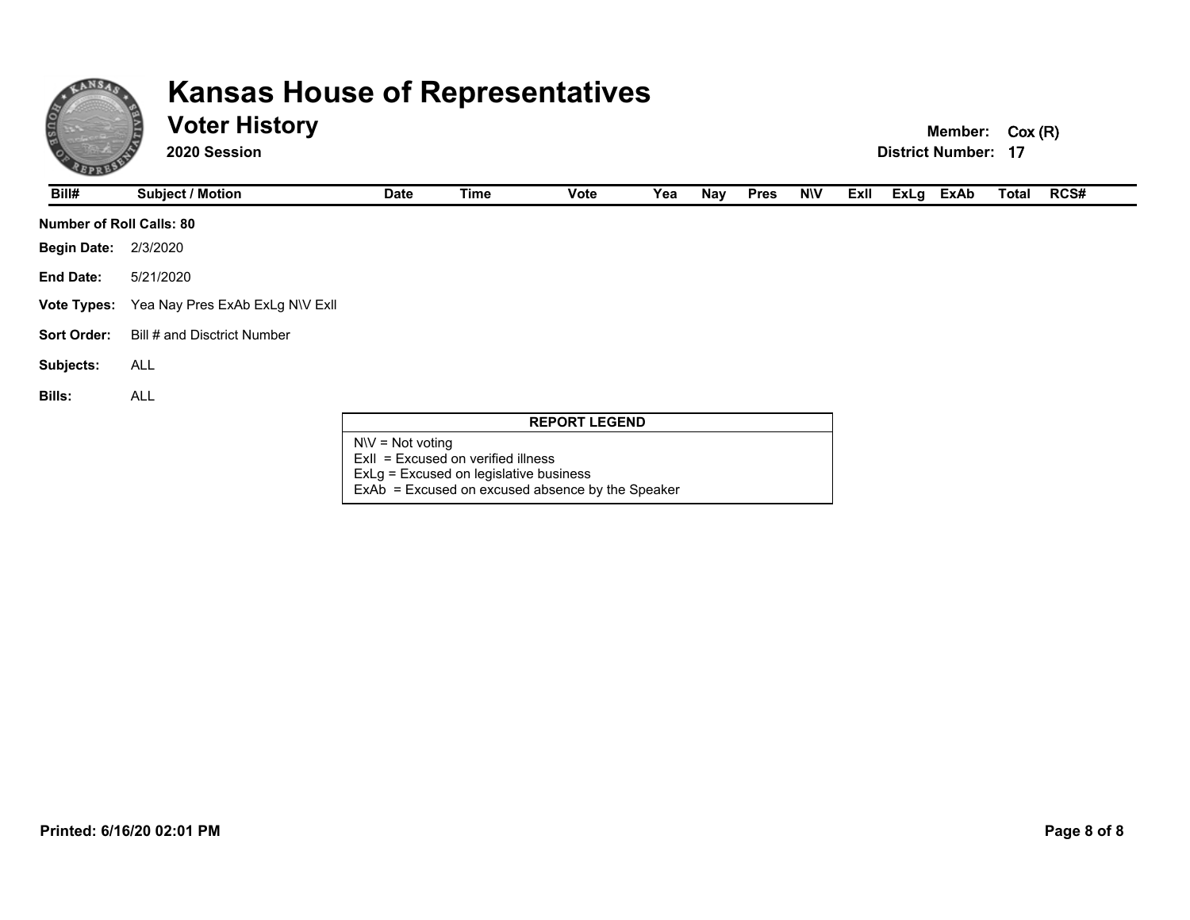# Kansas House of Representatives

## Voter History

**2020 Session**

**Member:** Cox (R)
**District Number:** 17

| Bill# | Subject / Motion | Date | Time | Vote | Yea | Nay | Pres | N\V | ExII | ExLg | ExAb | Total | RCS# |
|---|---|---|---|---|---|---|---|---|---|---|---|---|---|

**Number of Roll Calls: 80**

**Begin Date:** 2/3/2020

**End Date:** 5/21/2020

**Vote Types:** Yea Nay Pres ExAb ExLg N\V ExII

**Sort Order:** Bill # and Disctrict Number

**Subjects:** ALL

**Bills:** ALL

| REPORT LEGEND |
|---|
| N\V = Not voting |
| ExII = Excused on verified illness |
| ExLg = Excused on legislative business |
| ExAb = Excused on excused absence by the Speaker |

**Printed: 6/16/20 02:01 PM**